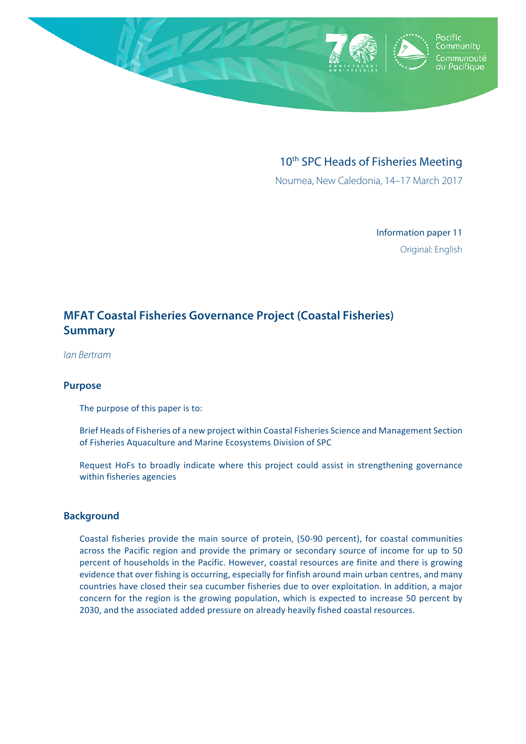10th SPC Heads of Fisheries Meeting

Noumea, New Caledonia, 14–17 March 2017

Information paper 11

Original: English

# MFAT Coastal Fisheries Governance Project (Coastal Fisheries) Summary

*Ian Bertram*

## Purpose

The purpose of this paper is to:

Brief Heads of Fisheries of a new project within Coastal Fisheries Science and Management Section of Fisheries Aquaculture and Marine Ecosystems Division of SPC

Request HoFs to broadly indicate where this project could assist in strengthening governance within fisheries agencies

## Background

Coastal fisheries provide the main source of protein, (50-90 percent), for coastal communities across the Pacific region and provide the primary or secondary source of income for up to 50 percent of households in the Pacific. However, coastal resources are finite and there is growing evidence that over fishing is occurring, especially for finfish around main urban centres, and many countries have closed their sea cucumber fisheries due to over exploitation. In addition, a major concern for the region is the growing population, which is expected to increase 50 percent by 2030, and the associated added pressure on already heavily fished coastal resources.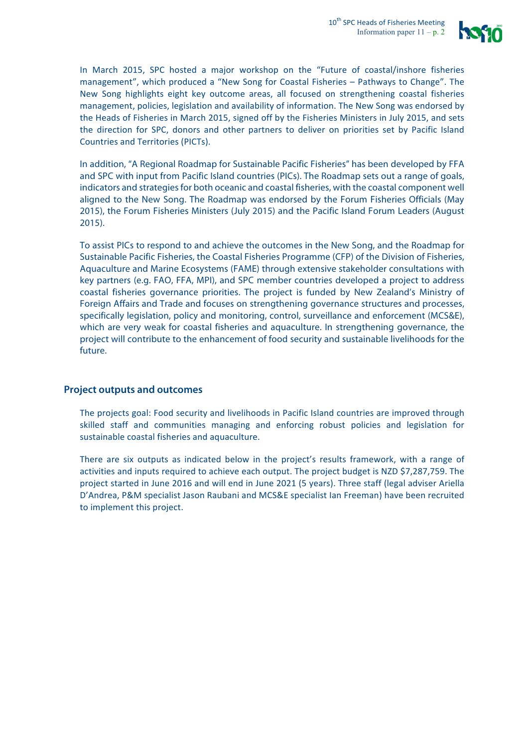In March 2015, SPC hosted a major workshop on the "Future of coastal/inshore fisheries management", which produced a "New Song for Coastal Fisheries – Pathways to Change". The New Song highlights eight key outcome areas, all focused on strengthening coastal fisheries management, policies, legislation and availability of information. The New Song was endorsed by the Heads of Fisheries in March 2015, signed off by the Fisheries Ministers in July 2015, and sets the direction for SPC, donors and other partners to deliver on priorities set by Pacific Island Countries and Territories (PICTs).

In addition, "A Regional Roadmap for Sustainable Pacific Fisheries" has been developed by FFA and SPC with input from Pacific Island countries (PICs). The Roadmap sets out a range of goals, indicators and strategies for both oceanic and coastal fisheries, with the coastal component well aligned to the New Song. The Roadmap was endorsed by the Forum Fisheries Officials (May 2015), the Forum Fisheries Ministers (July 2015) and the Pacific Island Forum Leaders (August 2015).

To assist PICs to respond to and achieve the outcomes in the New Song, and the Roadmap for Sustainable Pacific Fisheries, the Coastal Fisheries Programme (CFP) of the Division of Fisheries, Aquaculture and Marine Ecosystems (FAME) through extensive stakeholder consultations with key partners (e.g. FAO, FFA, MPI), and SPC member countries developed a project to address coastal fisheries governance priorities. The project is funded by New Zealand's Ministry of Foreign Affairs and Trade and focuses on strengthening governance structures and processes, specifically legislation, policy and monitoring, control, surveillance and enforcement (MCS&E), which are very weak for coastal fisheries and aquaculture. In strengthening governance, the project will contribute to the enhancement of food security and sustainable livelihoods for the future.

## Project outputs and outcomes

The projects goal: Food security and livelihoods in Pacific Island countries are improved through skilled staff and communities managing and enforcing robust policies and legislation for sustainable coastal fisheries and aquaculture.

There are six outputs as indicated below in the project's results framework, with a range of activities and inputs required to achieve each output. The project budget is NZD $7,287,759. The project started in June 2016 and will end in June 2021 (5 years). Three staff (legal adviser Ariella D'Andrea, P&M specialist Jason Raubani and MCS&E specialist Ian Freeman) have been recruited to implement this project.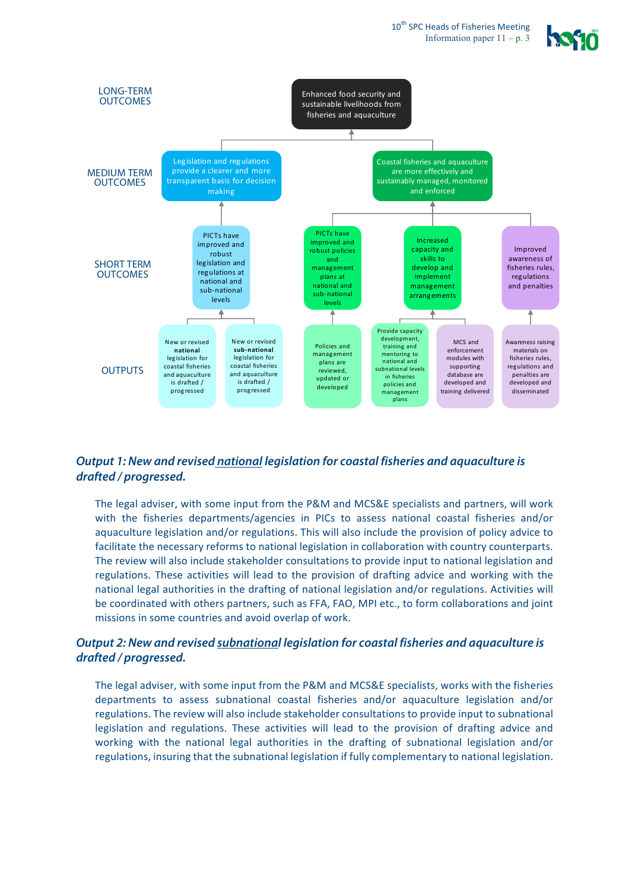LONG-TERM OUTCOMES

- Enhanced food security and sustainable livelihoods from fisheries and aquaculture

MEDIUM TERM OUTCOMES

- Legislation and regulations provide a clearer and more transparent basis for decision making
- Coastal fisheries and aquaculture are more effectively and sustainably managed, monitored and enforced

SHORT TERM OUTCOMES

- PICTs have improved and robust legislation and regulations at national and sub-national levels
- PICTs have improved and robust policies and management plans at national and sub-national levels
- Increased capacity and skills to develop and implement management arrangements
- Improved awareness of fisheries rules, regulations and penalties

OUTPUTS

- New or revised **national** legislation for coastal fisheries and aquaculture is drafted / progressed
- New or revised **sub-national** legislation for coastal fisheries and aquaculture is drafted / progressed
- Policies and management plans are reviewed, updated or developed
- Provide capacity development, training and mentoring to national and subnational levels in fisheries policies and management plans
- MCS and enforcement modules with supporting database are developed and training delivered
- Awareness raising materials on fisheries rules, regulations and penalties are developed and disseminated

### *Output 1: New and revised national legislation for coastal fisheries and aquaculture is drafted / progressed.*

The legal adviser, with some input from the P&M and MCS&E specialists and partners, will work with the fisheries departments/agencies in PICs to assess national coastal fisheries and/or aquaculture legislation and/or regulations. This will also include the provision of policy advice to facilitate the necessary reforms to national legislation in collaboration with country counterparts. The review will also include stakeholder consultations to provide input to national legislation and regulations. These activities will lead to the provision of drafting advice and working with the national legal authorities in the drafting of national legislation and/or regulations. Activities will be coordinated with others partners, such as FFA, FAO, MPI etc., to form collaborations and joint missions in some countries and avoid overlap of work.

### *Output 2: New and revised subnational legislation for coastal fisheries and aquaculture is drafted / progressed.*

The legal adviser, with some input from the P&M and MCS&E specialists, works with the fisheries departments to assess subnational coastal fisheries and/or aquaculture legislation and/or regulations. The review will also include stakeholder consultations to provide input to subnational legislation and regulations. These activities will lead to the provision of drafting advice and working with the national legal authorities in the drafting of subnational legislation and/or regulations, insuring that the subnational legislation if fully complementary to national legislation.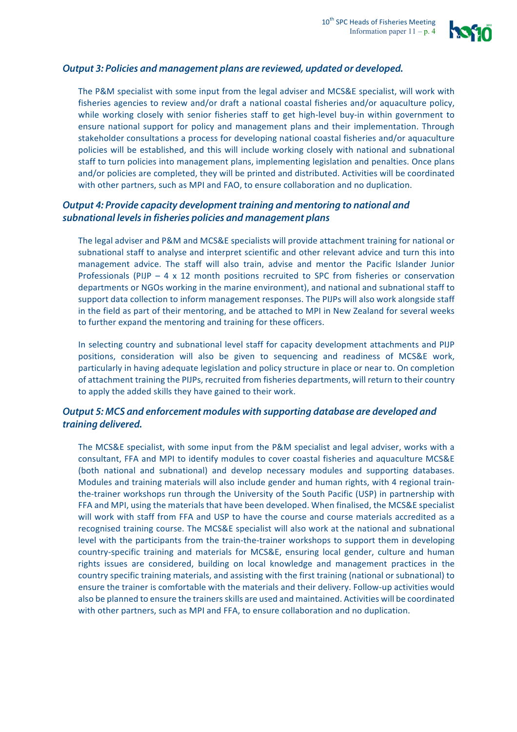### *Output 3: Policies and management plans are reviewed, updated or developed.*

The P&M specialist with some input from the legal adviser and MCS&E specialist, will work with fisheries agencies to review and/or draft a national coastal fisheries and/or aquaculture policy, while working closely with senior fisheries staff to get high-level buy-in within government to ensure national support for policy and management plans and their implementation. Through stakeholder consultations a process for developing national coastal fisheries and/or aquaculture policies will be established, and this will include working closely with national and subnational staff to turn policies into management plans, implementing legislation and penalties. Once plans and/or policies are completed, they will be printed and distributed. Activities will be coordinated with other partners, such as MPI and FAO, to ensure collaboration and no duplication.

### *Output 4: Provide capacity development training and mentoring to national and subnational levels in fisheries policies and management plans*

The legal adviser and P&M and MCS&E specialists will provide attachment training for national or subnational staff to analyse and interpret scientific and other relevant advice and turn this into management advice. The staff will also train, advise and mentor the Pacific Islander Junior Professionals (PIJP – 4 x 12 month positions recruited to SPC from fisheries or conservation departments or NGOs working in the marine environment), and national and subnational staff to support data collection to inform management responses. The PIJPs will also work alongside staff in the field as part of their mentoring, and be attached to MPI in New Zealand for several weeks to further expand the mentoring and training for these officers.

In selecting country and subnational level staff for capacity development attachments and PIJP positions, consideration will also be given to sequencing and readiness of MCS&E work, particularly in having adequate legislation and policy structure in place or near to. On completion of attachment training the PIJPs, recruited from fisheries departments, will return to their country to apply the added skills they have gained to their work.

### *Output 5: MCS and enforcement modules with supporting database are developed and training delivered.*

The MCS&E specialist, with some input from the P&M specialist and legal adviser, works with a consultant, FFA and MPI to identify modules to cover coastal fisheries and aquaculture MCS&E (both national and subnational) and develop necessary modules and supporting databases. Modules and training materials will also include gender and human rights, with 4 regional train-the-trainer workshops run through the University of the South Pacific (USP) in partnership with FFA and MPI, using the materials that have been developed. When finalised, the MCS&E specialist will work with staff from FFA and USP to have the course and course materials accredited as a recognised training course. The MCS&E specialist will also work at the national and subnational level with the participants from the train-the-trainer workshops to support them in developing country-specific training and materials for MCS&E, ensuring local gender, culture and human rights issues are considered, building on local knowledge and management practices in the country specific training materials, and assisting with the first training (national or subnational) to ensure the trainer is comfortable with the materials and their delivery. Follow-up activities would also be planned to ensure the trainers skills are used and maintained. Activities will be coordinated with other partners, such as MPI and FFA, to ensure collaboration and no duplication.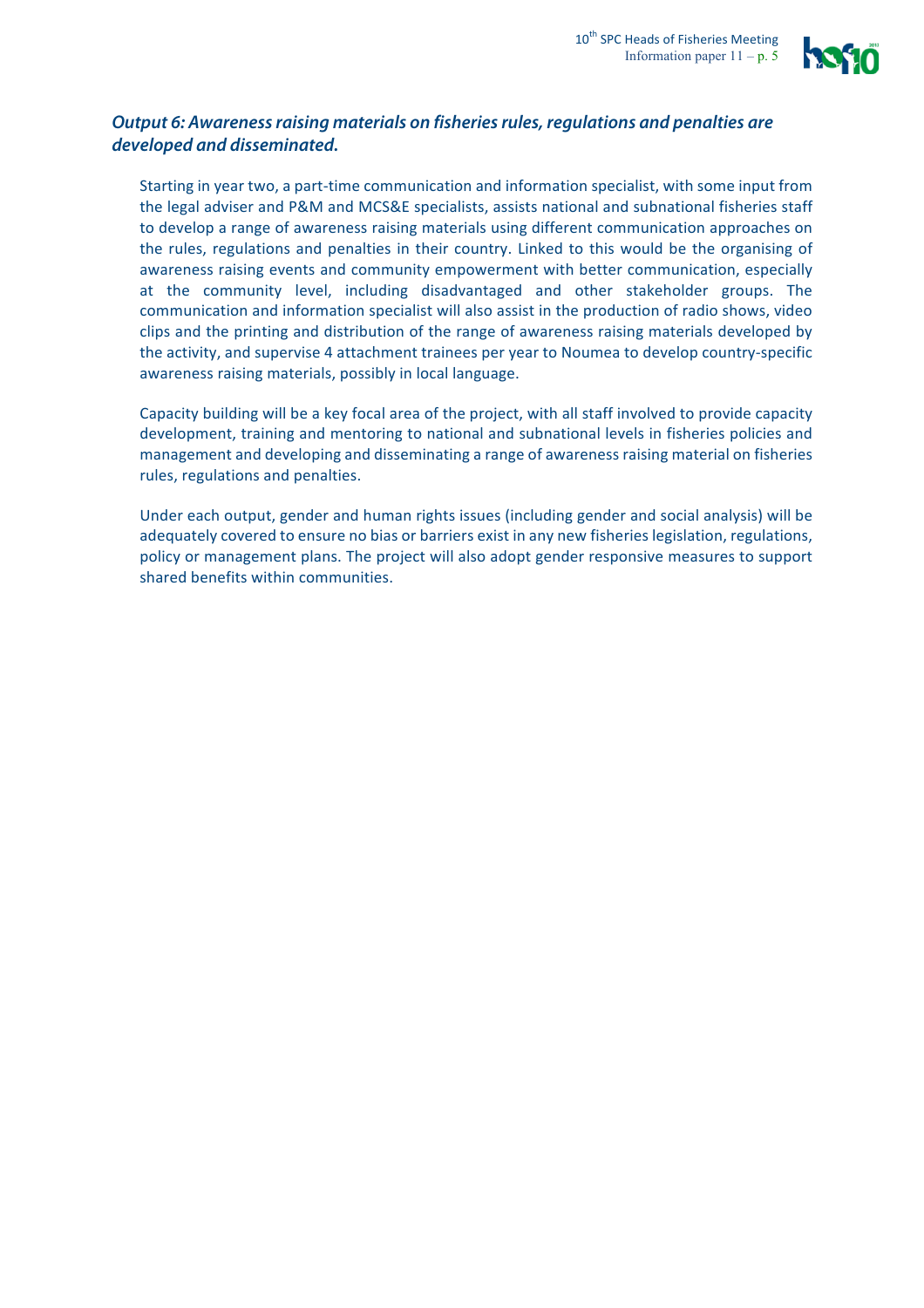### *Output 6: Awareness raising materials on fisheries rules, regulations and penalties are developed and disseminated.*

Starting in year two, a part-time communication and information specialist, with some input from the legal adviser and P&M and MCS&E specialists, assists national and subnational fisheries staff to develop a range of awareness raising materials using different communication approaches on the rules, regulations and penalties in their country. Linked to this would be the organising of awareness raising events and community empowerment with better communication, especially at the community level, including disadvantaged and other stakeholder groups. The communication and information specialist will also assist in the production of radio shows, video clips and the printing and distribution of the range of awareness raising materials developed by the activity, and supervise 4 attachment trainees per year to Noumea to develop country-specific awareness raising materials, possibly in local language.

Capacity building will be a key focal area of the project, with all staff involved to provide capacity development, training and mentoring to national and subnational levels in fisheries policies and management and developing and disseminating a range of awareness raising material on fisheries rules, regulations and penalties.

Under each output, gender and human rights issues (including gender and social analysis) will be adequately covered to ensure no bias or barriers exist in any new fisheries legislation, regulations, policy or management plans. The project will also adopt gender responsive measures to support shared benefits within communities.